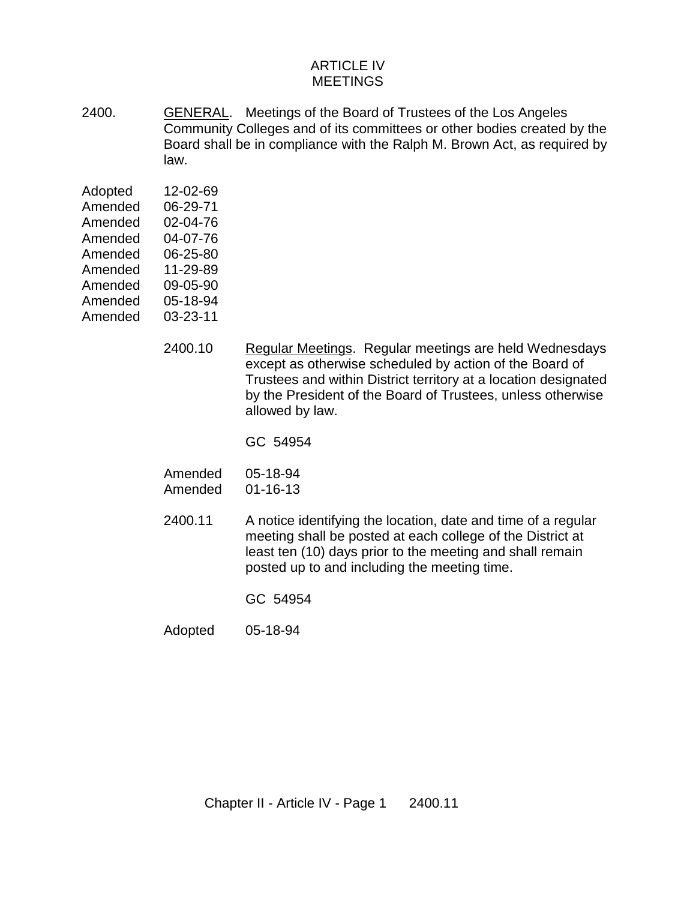# ARTICLE IV
# MEETINGS

2400. GENERAL. Meetings of the Board of Trustees of the Los Angeles Community Colleges and of its committees or other bodies created by the Board shall be in compliance with the Ralph M. Brown Act, as required by law.

Adopted 12-02-69
Amended 06-29-71
Amended 02-04-76
Amended 04-07-76
Amended 06-25-80
Amended 11-29-89
Amended 09-05-90
Amended 05-18-94
Amended 03-23-11

2400.10 Regular Meetings. Regular meetings are held Wednesdays except as otherwise scheduled by action of the Board of Trustees and within District territory at a location designated by the President of the Board of Trustees, unless otherwise allowed by law.

GC 54954

Amended 05-18-94
Amended 01-16-13

2400.11 A notice identifying the location, date and time of a regular meeting shall be posted at each college of the District at least ten (10) days prior to the meeting and shall remain posted up to and including the meeting time.

GC 54954

Adopted 05-18-94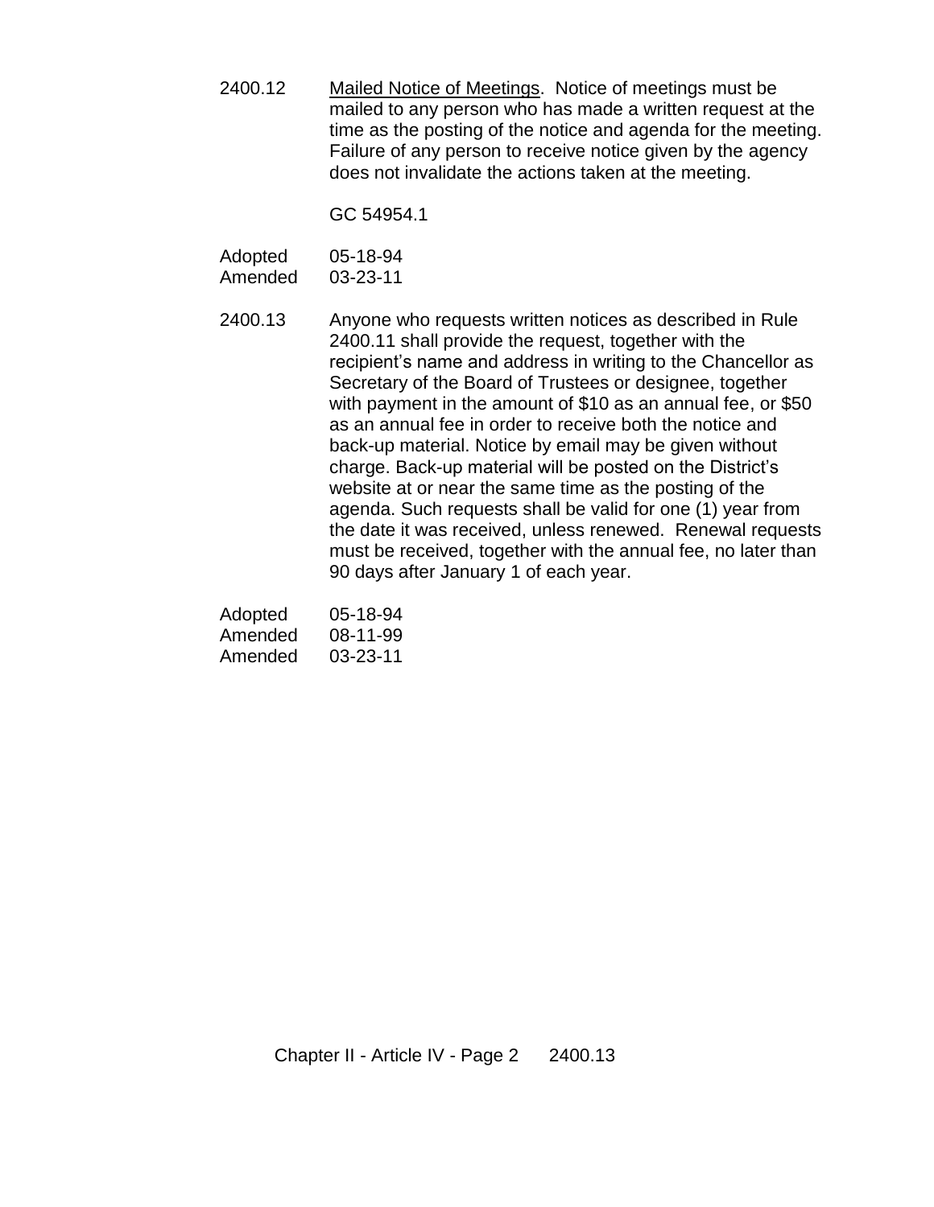2400.12 Mailed Notice of Meetings. Notice of meetings must be mailed to any person who has made a written request at the time as the posting of the notice and agenda for the meeting. Failure of any person to receive notice given by the agency does not invalidate the actions taken at the meeting.

GC 54954.1

Adopted 05-18-94
Amended 03-23-11

2400.13 Anyone who requests written notices as described in Rule 2400.11 shall provide the request, together with the recipient's name and address in writing to the Chancellor as Secretary of the Board of Trustees or designee, together with payment in the amount of $10 as an annual fee, or $50 as an annual fee in order to receive both the notice and back-up material. Notice by email may be given without charge. Back-up material will be posted on the District's website at or near the same time as the posting of the agenda. Such requests shall be valid for one (1) year from the date it was received, unless renewed. Renewal requests must be received, together with the annual fee, no later than 90 days after January 1 of each year.

Adopted 05-18-94
Amended 08-11-99
Amended 03-23-11